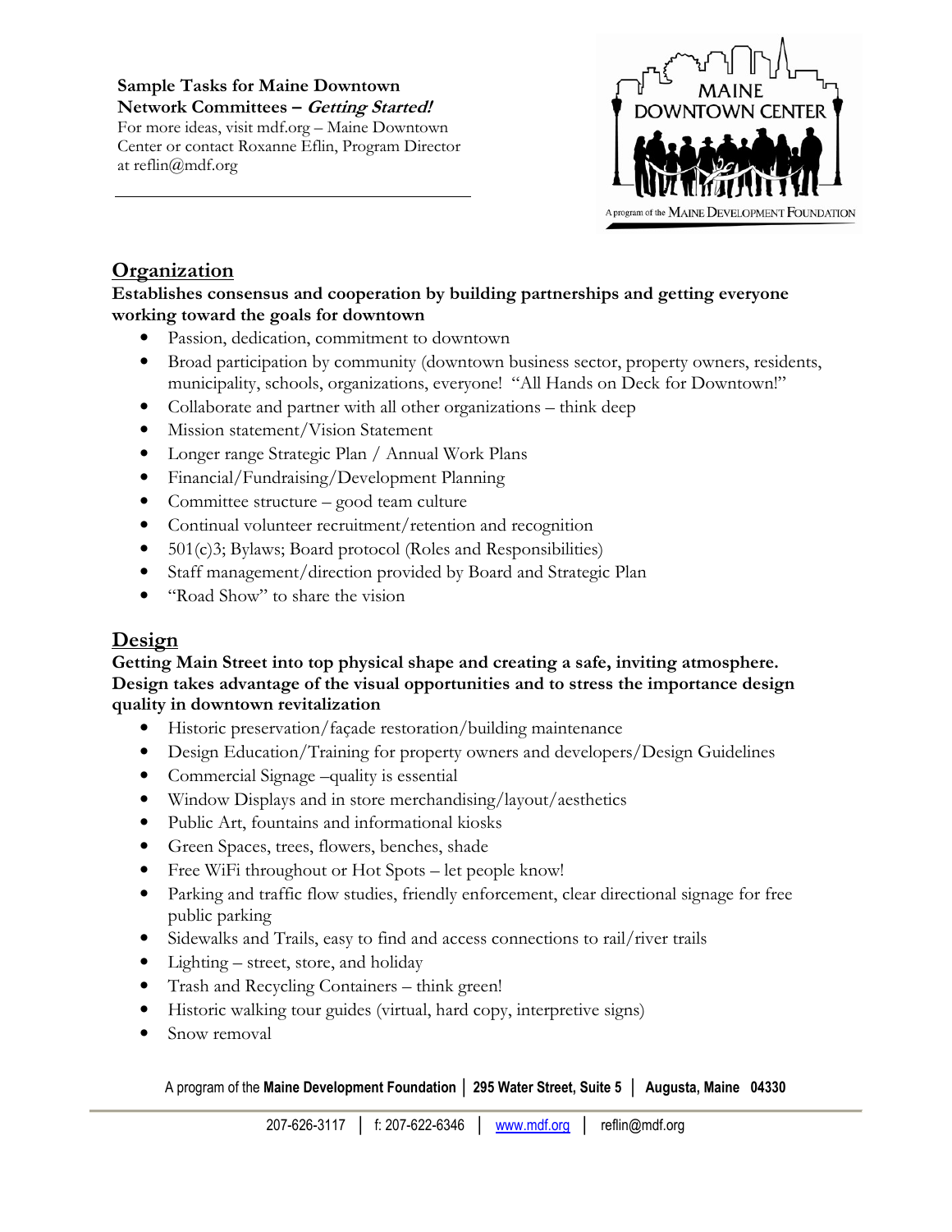**Sample Tasks for Maine Downtown Network Committees – *Getting Started!***
For more ideas, visit mdf.org – Maine Downtown Center or contact Roxanne Eflin, Program Director at reflin@mdf.org

## Organization

**Establishes consensus and cooperation by building partnerships and getting everyone working toward the goals for downtown**

- Passion, dedication, commitment to downtown
- Broad participation by community (downtown business sector, property owners, residents, municipality, schools, organizations, everyone! "All Hands on Deck for Downtown!"
- Collaborate and partner with all other organizations – think deep
- Mission statement/Vision Statement
- Longer range Strategic Plan / Annual Work Plans
- Financial/Fundraising/Development Planning
- Committee structure – good team culture
- Continual volunteer recruitment/retention and recognition
- 501(c)3; Bylaws; Board protocol (Roles and Responsibilities)
- Staff management/direction provided by Board and Strategic Plan
- "Road Show" to share the vision

## Design

**Getting Main Street into top physical shape and creating a safe, inviting atmosphere. Design takes advantage of the visual opportunities and to stress the importance design quality in downtown revitalization**

- Historic preservation/façade restoration/building maintenance
- Design Education/Training for property owners and developers/Design Guidelines
- Commercial Signage –quality is essential
- Window Displays and in store merchandising/layout/aesthetics
- Public Art, fountains and informational kiosks
- Green Spaces, trees, flowers, benches, shade
- Free WiFi throughout or Hot Spots – let people know!
- Parking and traffic flow studies, friendly enforcement, clear directional signage for free public parking
- Sidewalks and Trails, easy to find and access connections to rail/river trails
- Lighting – street, store, and holiday
- Trash and Recycling Containers – think green!
- Historic walking tour guides (virtual, hard copy, interpretive signs)
- Snow removal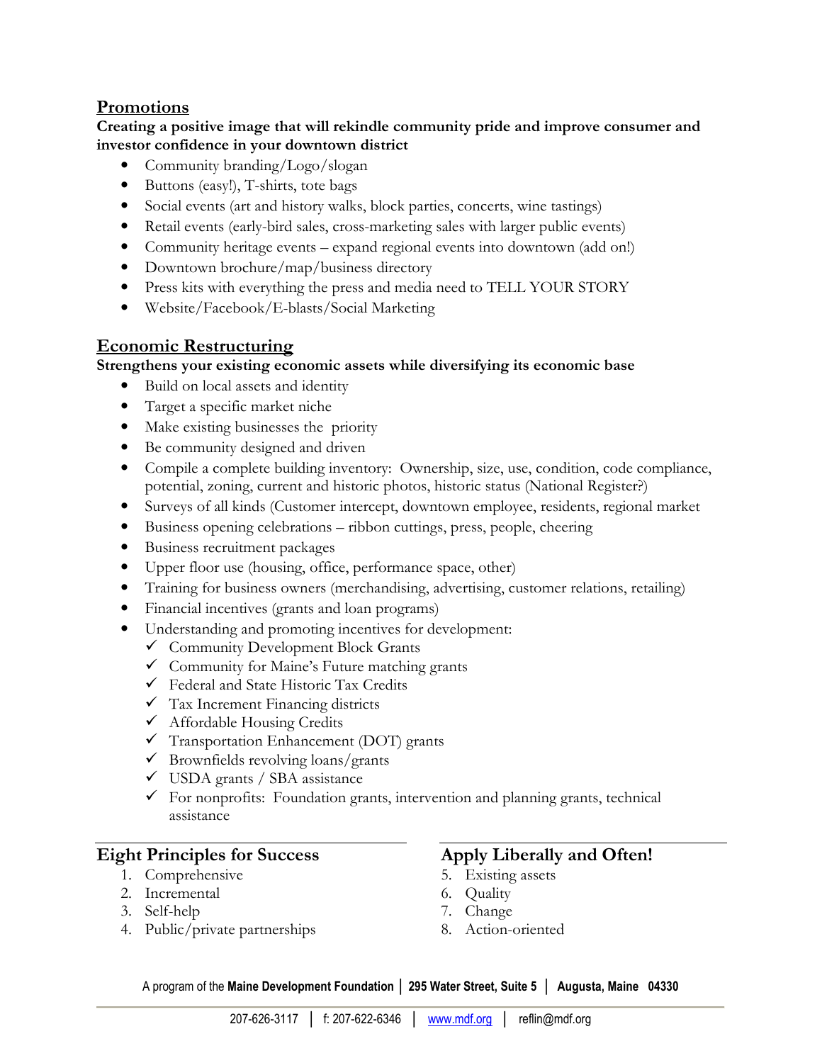## Promotions

**Creating a positive image that will rekindle community pride and improve consumer and investor confidence in your downtown district**

- Community branding/Logo/slogan
- Buttons (easy!), T-shirts, tote bags
- Social events (art and history walks, block parties, concerts, wine tastings)
- Retail events (early-bird sales, cross-marketing sales with larger public events)
- Community heritage events – expand regional events into downtown (add on!)
- Downtown brochure/map/business directory
- Press kits with everything the press and media need to TELL YOUR STORY
- Website/Facebook/E-blasts/Social Marketing

## Economic Restructuring

**Strengthens your existing economic assets while diversifying its economic base**

- Build on local assets and identity
- Target a specific market niche
- Make existing businesses the priority
- Be community designed and driven
- Compile a complete building inventory: Ownership, size, use, condition, code compliance, potential, zoning, current and historic photos, historic status (National Register?)
- Surveys of all kinds (Customer intercept, downtown employee, residents, regional market
- Business opening celebrations – ribbon cuttings, press, people, cheering
- Business recruitment packages
- Upper floor use (housing, office, performance space, other)
- Training for business owners (merchandising, advertising, customer relations, retailing)
- Financial incentives (grants and loan programs)
- Understanding and promoting incentives for development:
  - ✓ Community Development Block Grants
  - ✓ Community for Maine's Future matching grants
  - ✓ Federal and State Historic Tax Credits
  - ✓ Tax Increment Financing districts
  - ✓ Affordable Housing Credits
  - ✓ Transportation Enhancement (DOT) grants
  - ✓ Brownfields revolving loans/grants
  - ✓ USDA grants / SBA assistance
  - ✓ For nonprofits: Foundation grants, intervention and planning grants, technical assistance

## Eight Principles for Success

1. Comprehensive
2. Incremental
3. Self-help
4. Public/private partnerships

## Apply Liberally and Often!

5. Existing assets
6. Quality
7. Change
8. Action-oriented

A program of the **Maine Development Foundation** | **295 Water Street, Suite 5** | **Augusta, Maine 04330**

207-626-3117 | f: 207-622-6346 | www.mdf.org | reflin@mdf.org